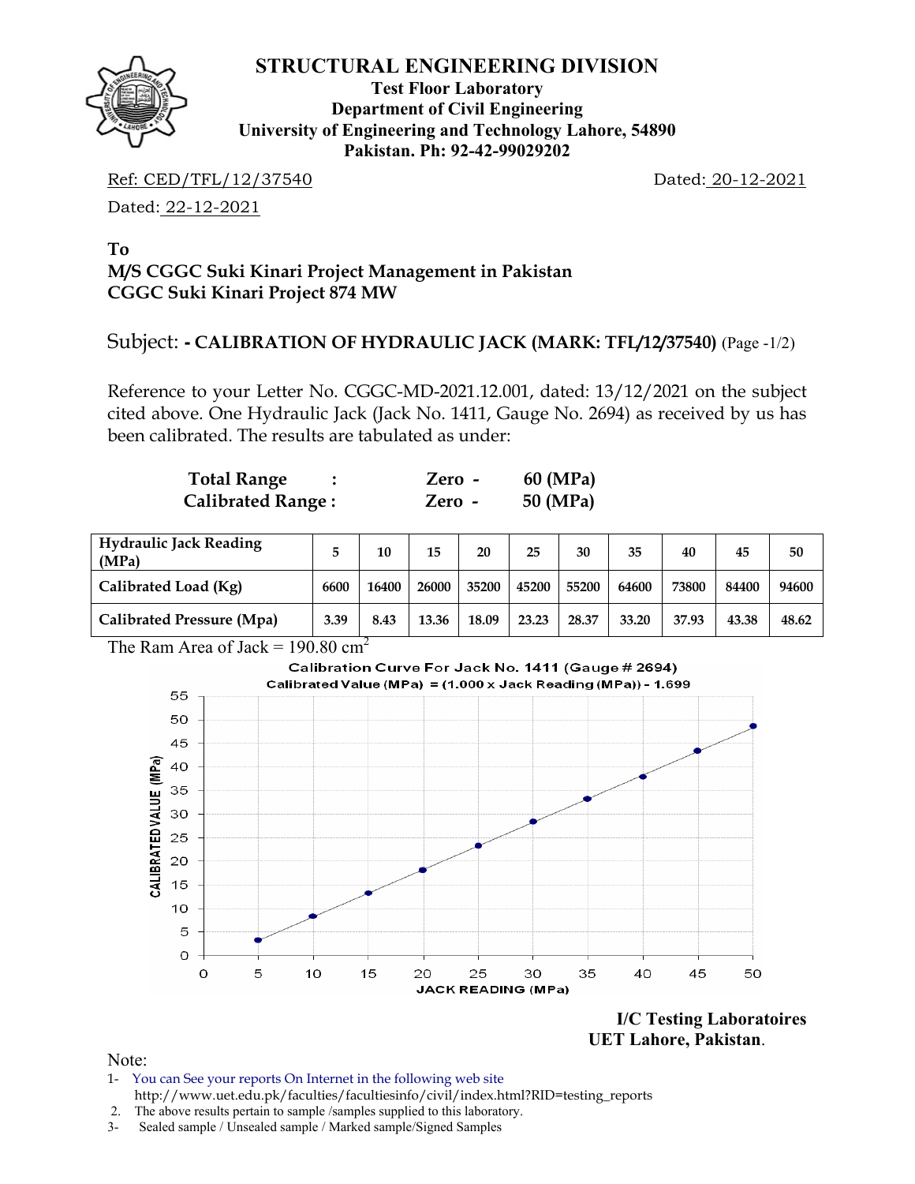# STRUCTURAL ENGINEERING DIVISION

**Test Floor Laboratory**
**Department of Civil Engineering**
**University of Engineering and Technology Lahore, 54890**
**Pakistan. Ph: 92-42-99029202**

Ref: CED/TFL/12/37540 Dated: 20-12-2021

Dated: 22-12-2021

**To**
**M/S CGGC Suki Kinari Project Management in Pakistan**
**CGGC Suki Kinari Project 874 MW**

Subject: **- CALIBRATION OF HYDRAULIC JACK (MARK: TFL/12/37540)** (Page -1/2)

Reference to your Letter No. CGGC-MD-2021.12.001, dated: 13/12/2021 on the subject cited above. One Hydraulic Jack (Jack No. 1411, Gauge No. 2694) as received by us has been calibrated. The results are tabulated as under:

**Total Range : Zero - 60 (MPa)**
**Calibrated Range : Zero - 50 (MPa)**

| Hydraulic Jack Reading (MPa) | 5 | 10 | 15 | 20 | 25 | 30 | 35 | 40 | 45 | 50 |
|---|---|---|---|---|---|---|---|---|---|---|
| Calibrated Load (Kg) | 6600 | 16400 | 26000 | 35200 | 45200 | 55200 | 64600 | 73800 | 84400 | 94600 |
| Calibrated Pressure (Mpa) | 3.39 | 8.43 | 13.36 | 18.09 | 23.23 | 28.37 | 33.20 | 37.93 | 43.38 | 48.62 |

The Ram Area of Jack = 190.80 $cm^2$

Calibration Curve For Jack No. 1411 (Gauge # 2694)
Calibrated Value (MPa) = (1.000 x Jack Reading (MPa)) - 1.699

**I/C Testing Laboratoires**
**UET Lahore, Pakistan**.

Note:
1- You can See your reports On Internet in the following web site http://www.uet.edu.pk/faculties/facultiesinfo/civil/index.html?RID=testing_reports
2. The above results pertain to sample /samples supplied to this laboratory.
3- Sealed sample / Unsealed sample / Marked sample/Signed Samples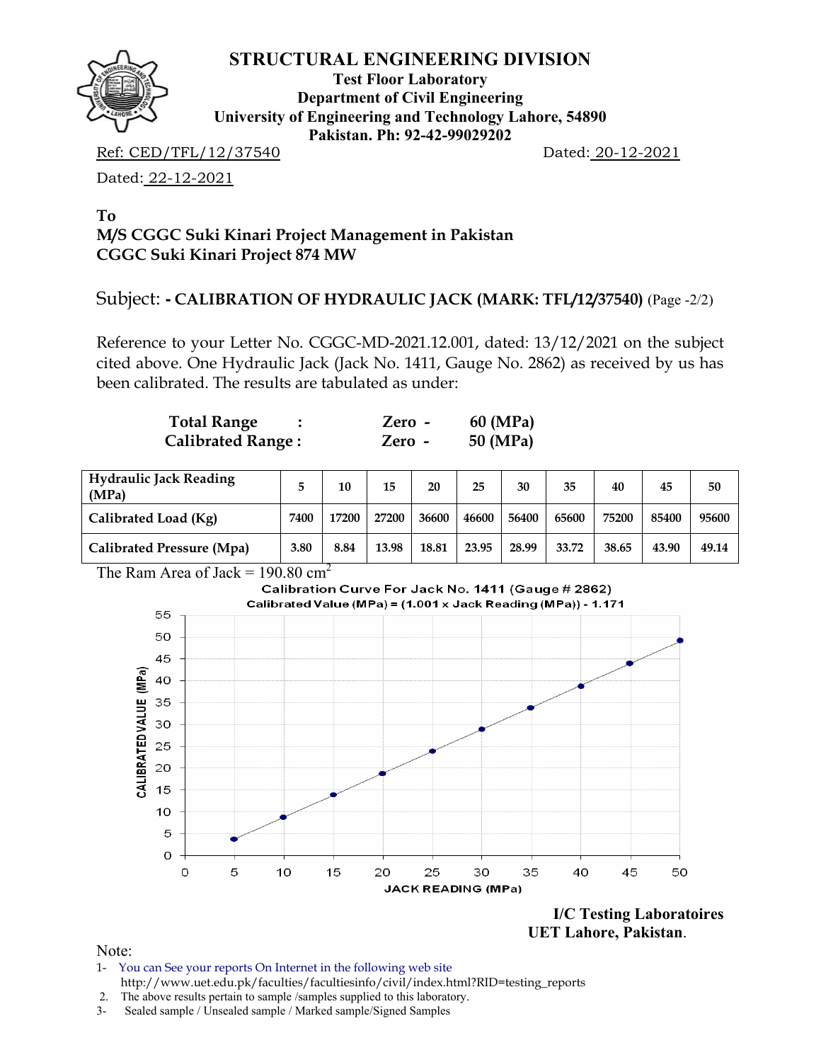# STRUCTURAL ENGINEERING DIVISION

**Test Floor Laboratory**
**Department of Civil Engineering**
**University of Engineering and Technology Lahore, 54890**
**Pakistan. Ph: 92-42-99029202**

Ref: CED/TFL/12/37540 Dated: 20-12-2021

Dated: 22-12-2021

**To**
**M/S CGGC Suki Kinari Project Management in Pakistan**
**CGGC Suki Kinari Project 874 MW**

Subject: **- CALIBRATION OF HYDRAULIC JACK (MARK: TFL/12/37540)** (Page -2/2)

Reference to your Letter No. CGGC-MD-2021.12.001, dated: 13/12/2021 on the subject cited above. One Hydraulic Jack (Jack No. 1411, Gauge No. 2862) as received by us has been calibrated. The results are tabulated as under:

**Total Range :** **Zero - 60 (MPa)**
**Calibrated Range :** **Zero - 50 (MPa)**

| **Hydraulic Jack Reading (MPa)** | **5** | **10** | **15** | **20** | **25** | **30** | **35** | **40** | **45** | **50** |
|---|---|---|---|---|---|---|---|---|---|---|
| **Calibrated Load (Kg)** | **7400** | **17200** | **27200** | **36600** | **46600** | **56400** | **65600** | **75200** | **85400** | **95600** |
| **Calibrated Pressure (Mpa)** | **3.80** | **8.84** | **13.98** | **18.81** | **23.95** | **28.99** | **33.72** | **38.65** | **43.90** | **49.14** |

The Ram Area of Jack = 190.80 $cm^2$

Calibration Curve For Jack No. 1411 (Gauge # 2862)
Calibrated Value (MPa) = (1.001 x Jack Reading (MPa)) - 1.171

**I/C Testing Laboratoires**
**UET Lahore, Pakistan**.

Note:
1- You can See your reports On Internet in the following web site
http://www.uet.edu.pk/faculties/facultiesinfo/civil/index.html?RID=testing_reports
2. The above results pertain to sample /samples supplied to this laboratory.
3- Sealed sample / Unsealed sample / Marked sample/Signed Samples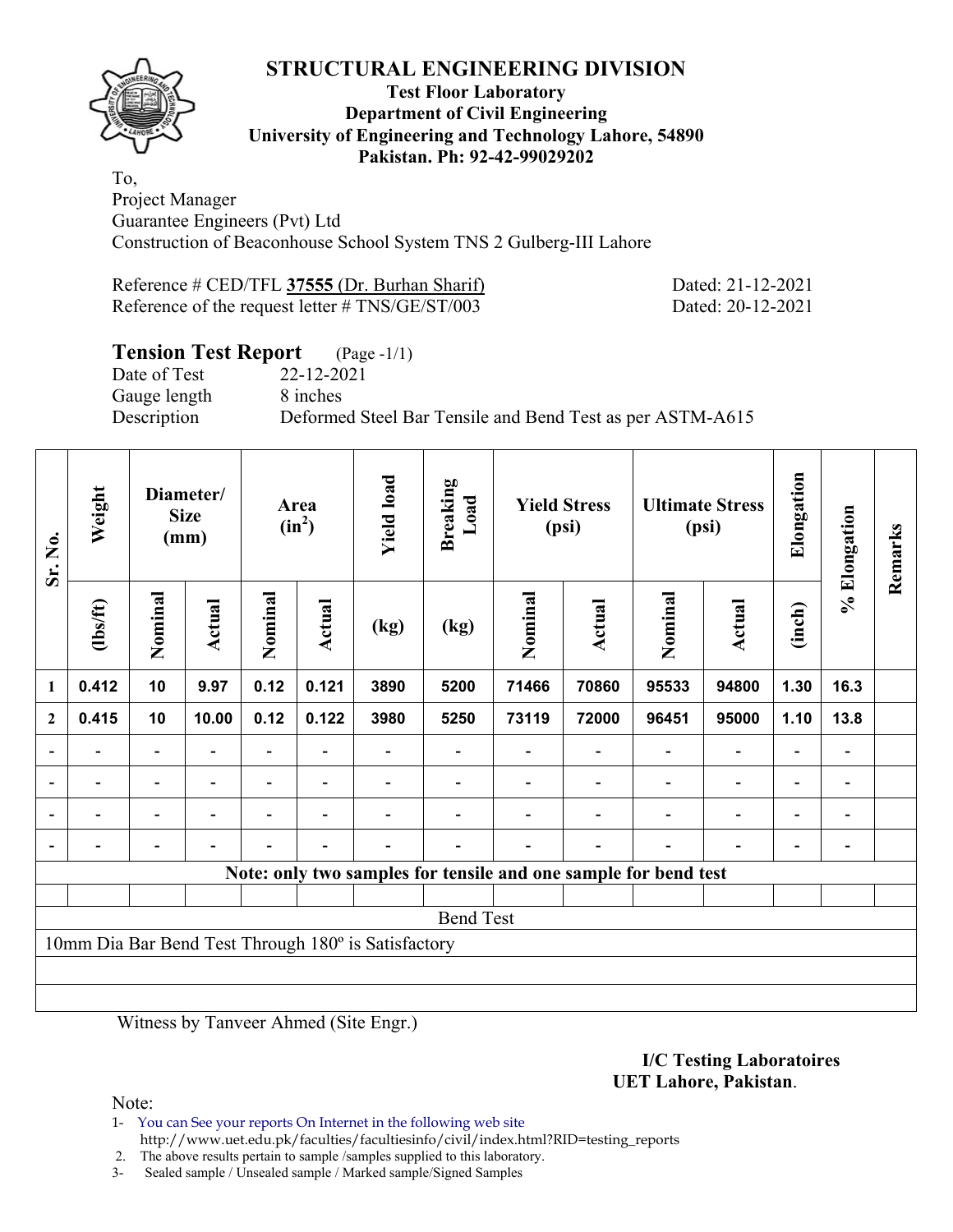# STRUCTURAL ENGINEERING DIVISION

**Test Floor Laboratory**
**Department of Civil Engineering**
**University of Engineering and Technology Lahore, 54890**
**Pakistan. Ph: 92-42-99029202**

To,
Project Manager
Guarantee Engineers (Pvt) Ltd
Construction of Beaconhouse School System TNS 2 Gulberg-III Lahore

Reference # CED/TFL **37555** (Dr. Burhan Sharif) Dated: 21-12-2021
Reference of the request letter # TNS/GE/ST/003 Dated: 20-12-2021

## Tension Test Report (Page -1/1)

Date of Test 22-12-2021
Gauge length 8 inches
Description Deformed Steel Bar Tensile and Bend Test as per ASTM-A615

| Sr. No. | Weight | Diameter/ Size (mm) | | Area ($in^2$) | | Yield load | Breaking Load | Yield Stress (psi) | | Ultimate Stress (psi) | | Elongation | % Elongation | Remarks |
|---|---|---|---|---|---|---|---|---|---|---|---|---|---|---|
| | (lbs/ft) | Nominal | Actual | Nominal | Actual | (kg) | (kg) | Nominal | Actual | Nominal | Actual | (inch) | | |
| 1 | 0.412 | 10 | 9.97 | 0.12 | 0.121 | 3890 | 5200 | 71466 | 70860 | 95533 | 94800 | 1.30 | 16.3 | |
| 2 | 0.415 | 10 | 10.00 | 0.12 | 0.122 | 3980 | 5250 | 73119 | 72000 | 96451 | 95000 | 1.10 | 13.8 | |
| - | - | - | - | - | - | - | - | - | - | - | - | - | - | |
| - | - | - | - | - | - | - | - | - | - | - | - | - | - | |
| - | - | - | - | - | - | - | - | - | - | - | - | - | - | |
| - | - | - | - | - | - | - | - | - | - | - | - | - | - | |

**Note: only two samples for tensile and one sample for bend test**

Bend Test

10mm Dia Bar Bend Test Through 180º is Satisfactory

Witness by Tanveer Ahmed (Site Engr.)

**I/C Testing Laboratoires**
**UET Lahore, Pakistan**.

Note:
1- You can See your reports On Internet in the following web site
http://www.uet.edu.pk/faculties/facultiesinfo/civil/index.html?RID=testing_reports
2. The above results pertain to sample /samples supplied to this laboratory.
3- Sealed sample / Unsealed sample / Marked sample/Signed Samples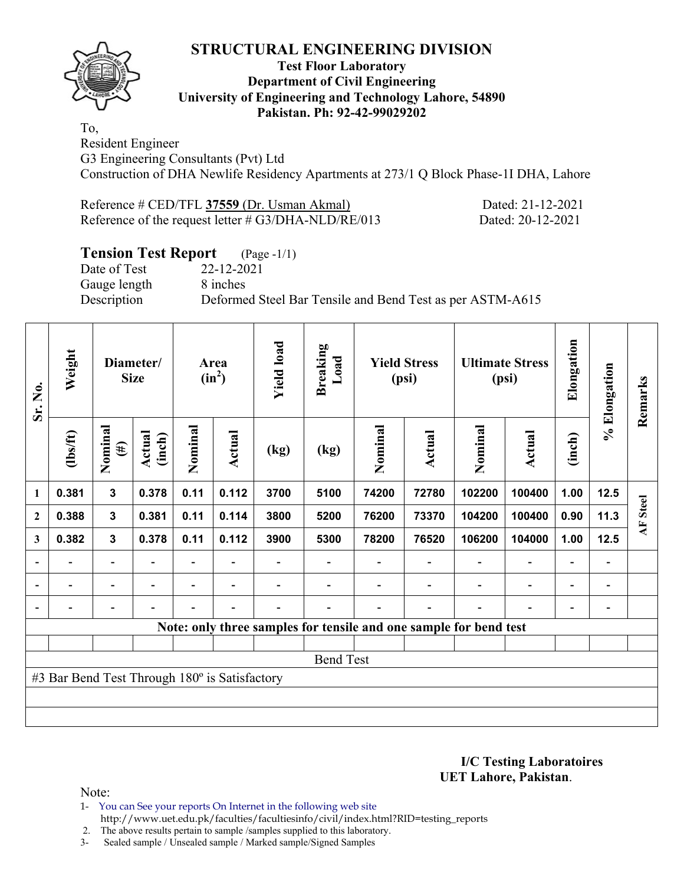# STRUCTURAL ENGINEERING DIVISION

**Test Floor Laboratory**
**Department of Civil Engineering**
**University of Engineering and Technology Lahore, 54890**
**Pakistan. Ph: 92-42-99029202**

To,
Resident Engineer
G3 Engineering Consultants (Pvt) Ltd
Construction of DHA Newlife Residency Apartments at 273/1 Q Block Phase-1I DHA, Lahore

Reference # CED/TFL **37559** (Dr. Usman Akmal) Dated: 21-12-2021
Reference of the request letter # G3/DHA-NLD/RE/013 Dated: 20-12-2021

## Tension Test Report (Page -1/1)

Date of Test 22-12-2021
Gauge length 8 inches
Description Deformed Steel Bar Tensile and Bend Test as per ASTM-A615

| Sr. No. | Weight | Diameter/ Size | | Area ($in^2$) | | Yield load | Breaking Load | Yield Stress (psi) | | Ultimate Stress (psi) | | Elongation | % Elongation | Remarks |
|---|---|---|---|---|---|---|---|---|---|---|---|---|---|---|
| | (lbs/ft) | Nominal (#) | Actual (inch) | Nominal | Actual | (kg) | (kg) | Nominal | Actual | Nominal | Actual | (inch) | | |
| 1 | 0.381 | 3 | 0.378 | 0.11 | 0.112 | 3700 | 5100 | 74200 | 72780 | 102200 | 100400 | 1.00 | 12.5 | AF Steel |
| 2 | 0.388 | 3 | 0.381 | 0.11 | 0.114 | 3800 | 5200 | 76200 | 73370 | 104200 | 100400 | 0.90 | 11.3 | |
| 3 | 0.382 | 3 | 0.378 | 0.11 | 0.112 | 3900 | 5300 | 78200 | 76520 | 106200 | 104000 | 1.00 | 12.5 | |
| - | - | - | - | - | - | - | - | - | - | - | - | - | - | |
| - | - | - | - | - | - | - | - | - | - | - | - | - | - | |
| - | - | - | - | - | - | - | - | - | - | - | - | - | - | |

**Note: only three samples for tensile and one sample for bend test**

Bend Test

#3 Bar Bend Test Through 180º is Satisfactory

**I/C Testing Laboratoires**
**UET Lahore, Pakistan**.

Note:
1- You can See your reports On Internet in the following web site http://www.uet.edu.pk/faculties/facultiesinfo/civil/index.html?RID=testing_reports
2. The above results pertain to sample /samples supplied to this laboratory.
3- Sealed sample / Unsealed sample / Marked sample/Signed Samples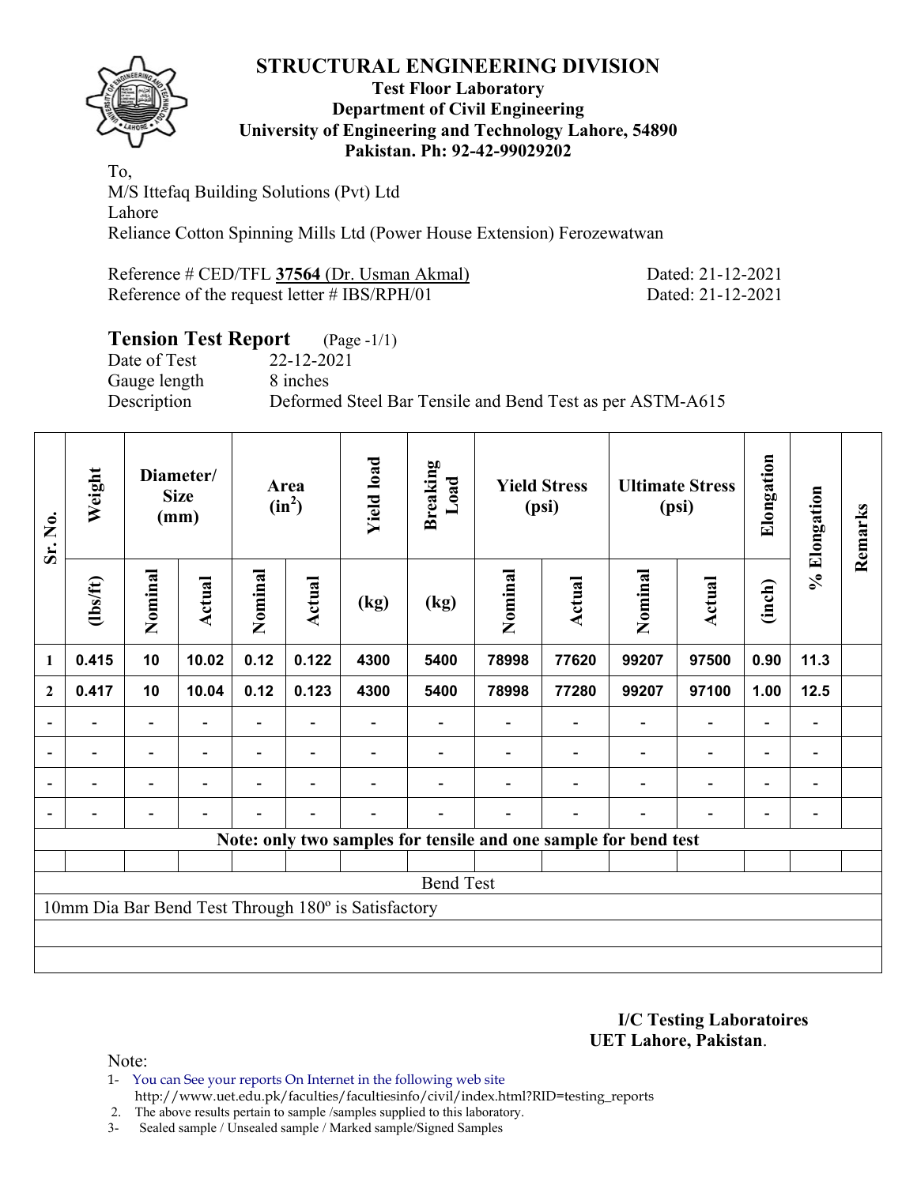# STRUCTURAL ENGINEERING DIVISION

**Test Floor Laboratory**
**Department of Civil Engineering**
**University of Engineering and Technology Lahore, 54890**
**Pakistan. Ph: 92-42-99029202**

To,
M/S Ittefaq Building Solutions (Pvt) Ltd
Lahore
Reliance Cotton Spinning Mills Ltd (Power House Extension) Ferozewatwan

Reference # CED/TFL **37564** (Dr. Usman Akmal) Dated: 21-12-2021
Reference of the request letter # IBS/RPH/01 Dated: 21-12-2021

## Tension Test Report (Page -1/1)

Date of Test 22-12-2021
Gauge length 8 inches
Description Deformed Steel Bar Tensile and Bend Test as per ASTM-A615

| Sr. No. | Weight | Diameter/ Size (mm) | | Area ($in^2$) | | Yield load | Breaking Load | Yield Stress (psi) | | Ultimate Stress (psi) | | Elongation | % Elongation | Remarks |
|---|---|---|---|---|---|---|---|---|---|---|---|---|---|---|
| | (lbs/ft) | Nominal | Actual | Nominal | Actual | (kg) | (kg) | Nominal | Actual | Nominal | Actual | (inch) | | |
| 1 | 0.415 | 10 | 10.02 | 0.12 | 0.122 | 4300 | 5400 | 78998 | 77620 | 99207 | 97500 | 0.90 | 11.3 | |
| 2 | 0.417 | 10 | 10.04 | 0.12 | 0.123 | 4300 | 5400 | 78998 | 77280 | 99207 | 97100 | 1.00 | 12.5 | |
| - | - | - | - | - | - | - | - | - | - | - | - | - | - | |
| - | - | - | - | - | - | - | - | - | - | - | - | - | - | |
| - | - | - | - | - | - | - | - | - | - | - | - | - | - | |
| - | - | - | - | - | - | - | - | - | - | - | - | - | - | |
| Note: only two samples for tensile and one sample for bend test | | | | | | | | | | | | | | |
| Bend Test | | | | | | | | | | | | | | |
| 10mm Dia Bar Bend Test Through 180º is Satisfactory | | | | | | | | | | | | | | |

**I/C Testing Laboratoires**
**UET Lahore, Pakistan**.

Note:
1- You can See your reports On Internet in the following web site
http://www.uet.edu.pk/faculties/facultiesinfo/civil/index.html?RID=testing_reports
2. The above results pertain to sample /samples supplied to this laboratory.
3- Sealed sample / Unsealed sample / Marked sample/Signed Samples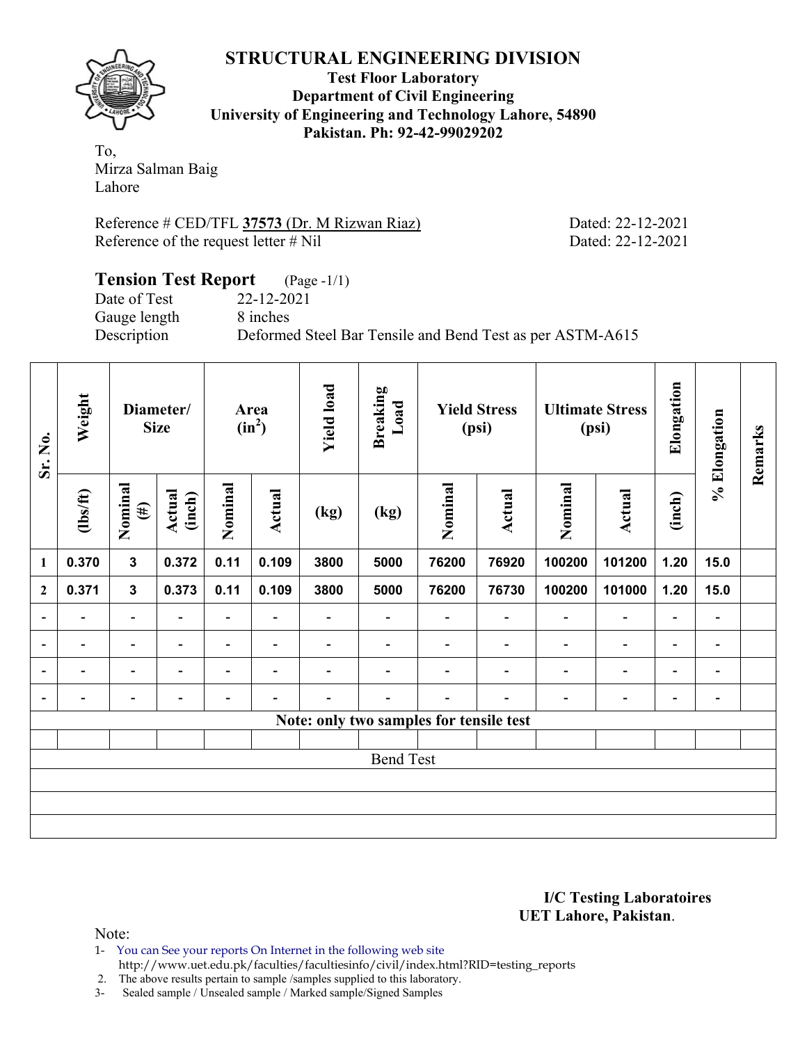# STRUCTURAL ENGINEERING DIVISION

**Test Floor Laboratory**
**Department of Civil Engineering**
**University of Engineering and Technology Lahore, 54890**
**Pakistan. Ph: 92-42-99029202**

To,
Mirza Salman Baig
Lahore

Reference # CED/TFL **37573** (Dr. M Rizwan Riaz) Dated: 22-12-2021
Reference of the request letter # Nil Dated: 22-12-2021

## Tension Test Report (Page -1/1)

Date of Test 22-12-2021
Gauge length 8 inches
Description Deformed Steel Bar Tensile and Bend Test as per ASTM-A615

| Sr. No. | Weight | Diameter/ Size | | Area ($in^2$) | | Yield load | Breaking Load | Yield Stress (psi) | | Ultimate Stress (psi) | | Elongation | % Elongation | Remarks |
|---|---|---|---|---|---|---|---|---|---|---|---|---|---|---|
| | (lbs/ft) | Nominal (#) | Actual (inch) | Nominal | Actual | (kg) | (kg) | Nominal | Actual | Nominal | Actual | (inch) | | |
| 1 | 0.370 | 3 | 0.372 | 0.11 | 0.109 | 3800 | 5000 | 76200 | 76920 | 100200 | 101200 | 1.20 | 15.0 | |
| 2 | 0.371 | 3 | 0.373 | 0.11 | 0.109 | 3800 | 5000 | 76200 | 76730 | 100200 | 101000 | 1.20 | 15.0 | |
| - | - | - | - | - | - | - | - | - | - | - | - | - | - | |
| - | - | - | - | - | - | - | - | - | - | - | - | - | - | |
| - | - | - | - | - | - | - | - | - | - | - | - | - | - | |
| - | - | - | - | - | - | - | - | - | - | - | - | - | - | |
| Note: only two samples for tensile test | | | | | | | | | | | | | | |
| | | | | | | | | | | | | | | |
| Bend Test | | | | | | | | | | | | | | |
| | | | | | | | | | | | | | | |
| | | | | | | | | | | | | | | |
| | | | | | | | | | | | | | | |

**I/C Testing Laboratoires**
**UET Lahore, Pakistan**.

Note:
1- You can See your reports On Internet in the following web site
http://www.uet.edu.pk/faculties/facultiesinfo/civil/index.html?RID=testing_reports
2. The above results pertain to sample /samples supplied to this laboratory.
3- Sealed sample / Unsealed sample / Marked sample/Signed Samples